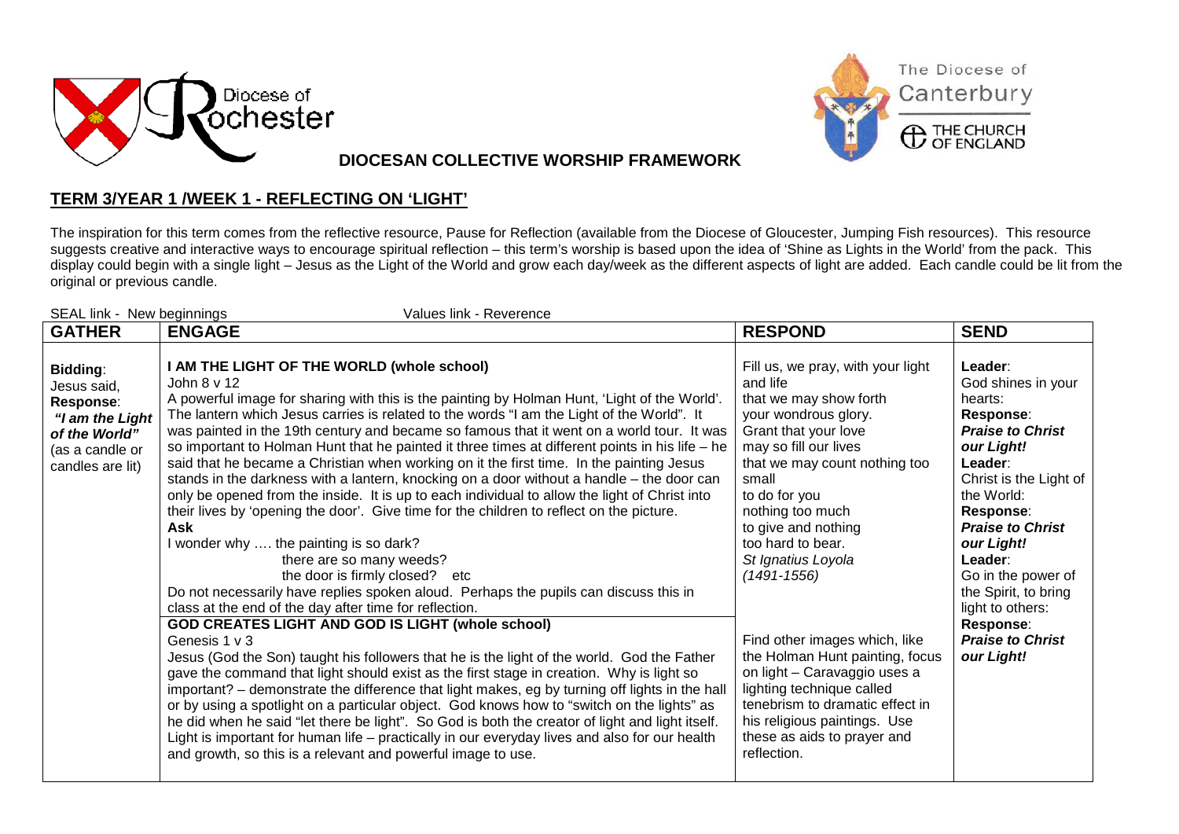Diocese of Rochester

The Diocese of Canterbury
THE CHURCH OF ENGLAND

## DIOCESAN COLLECTIVE WORSHIP FRAMEWORK

## TERM 3/YEAR 1 /WEEK 1 - REFLECTING ON 'LIGHT'

The inspiration for this term comes from the reflective resource, Pause for Reflection (available from the Diocese of Gloucester, Jumping Fish resources). This resource suggests creative and interactive ways to encourage spiritual reflection – this term's worship is based upon the idea of 'Shine as Lights in the World' from the pack. This display could begin with a single light – Jesus as the Light of the World and grow each day/week as the different aspects of light are added. Each candle could be lit from the original or previous candle.

SEAL link - New beginnings Values link - Reverence

| GATHER | ENGAGE | RESPOND | SEND |
|---|---|---|---|
| **Bidding**:<br>Jesus said,<br>**Response**:<br>***"I am the Light of the World"***<br>(as a candle or candles are lit) | **I AM THE LIGHT OF THE WORLD (whole school)**<br>John 8 v 12<br>A powerful image for sharing with this is the painting by Holman Hunt, 'Light of the World'. The lantern which Jesus carries is related to the words "I am the Light of the World". It was painted in the 19th century and became so famous that it went on a world tour. It was so important to Holman Hunt that he painted it three times at different points in his life – he said that he became a Christian when working on it the first time. In the painting Jesus stands in the darkness with a lantern, knocking on a door without a handle – the door can only be opened from the inside. It is up to each individual to allow the light of Christ into their lives by 'opening the door'. Give time for the children to reflect on the picture.<br>**Ask**<br>I wonder why …. the painting is so dark?<br>there are so many weeds?<br>the door is firmly closed? etc<br>Do not necessarily have replies spoken aloud. Perhaps the pupils can discuss this in class at the end of the day after time for reflection.<br>**GOD CREATES LIGHT AND GOD IS LIGHT (whole school)**<br>Genesis 1 v 3<br>Jesus (God the Son) taught his followers that he is the light of the world. God the Father gave the command that light should exist as the first stage in creation. Why is light so important? – demonstrate the difference that light makes, eg by turning off lights in the hall or by using a spotlight on a particular object. God knows how to "switch on the lights" as he did when he said "let there be light". So God is both the creator of light and light itself. Light is important for human life – practically in our everyday lives and also for our health and growth, so this is a relevant and powerful image to use. | Fill us, we pray, with your light and life<br>that we may show forth<br>your wondrous glory.<br>Grant that your love<br>may so fill our lives<br>that we may count nothing too small<br>to do for you<br>nothing too much<br>to give and nothing<br>too hard to bear.<br>*St Ignatius Loyola*<br>*(1491-1556)*<br><br>Find other images which, like the Holman Hunt painting, focus on light – Caravaggio uses a lighting technique called tenebrism to dramatic effect in his religious paintings. Use these as aids to prayer and reflection. | **Leader**:<br>God shines in your hearts:<br>**Response**:<br>***Praise to Christ our Light!***<br>**Leader**:<br>Christ is the Light of the World:<br>**Response**:<br>***Praise to Christ our Light!***<br>**Leader**:<br>Go in the power of the Spirit, to bring light to others:<br>**Response**:<br>***Praise to Christ our Light!*** |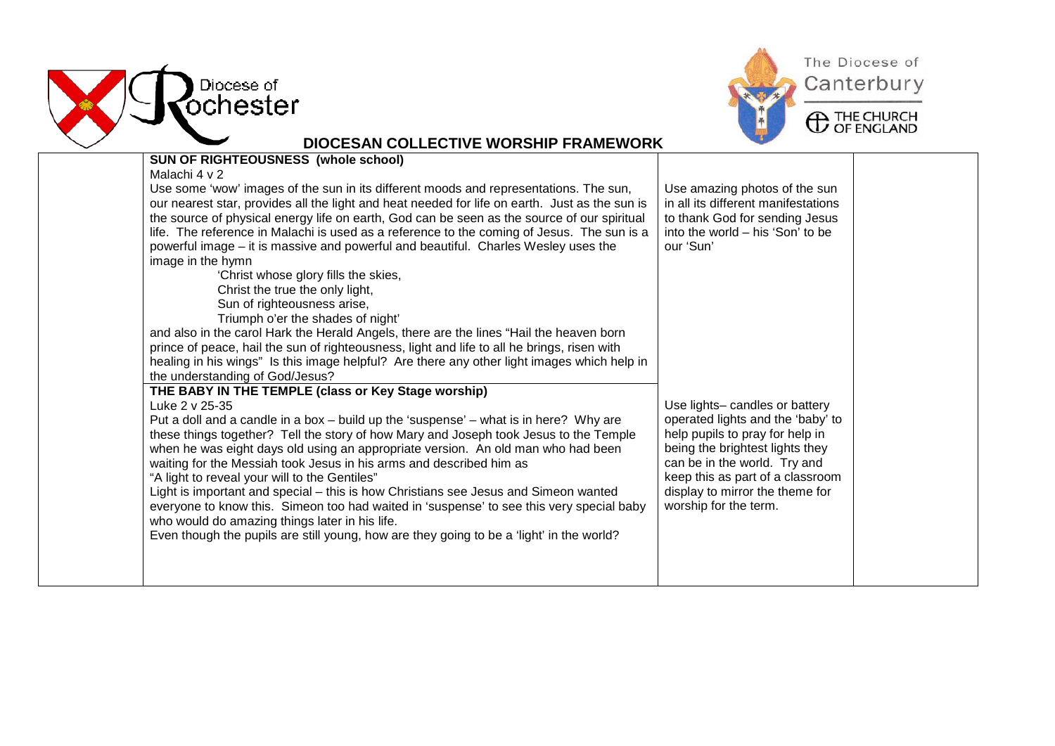## DIOCESAN COLLECTIVE WORSHIP FRAMEWORK

| | | | |
|---|---|---|---|
| | **SUN OF RIGHTEOUSNESS (whole school)**<br>Malachi 4 v 2<br>Use some 'wow' images of the sun in its different moods and representations. The sun, our nearest star, provides all the light and heat needed for life on earth. Just as the sun is the source of physical energy life on earth, God can be seen as the source of our spiritual life. The reference in Malachi is used as a reference to the coming of Jesus. The sun is a powerful image – it is massive and powerful and beautiful. Charles Wesley uses the image in the hymn<br>'Christ whose glory fills the skies,<br>Christ the true the only light,<br>Sun of righteousness arise,<br>Triumph o'er the shades of night'<br>and also in the carol Hark the Herald Angels, there are the lines "Hail the heaven born prince of peace, hail the sun of righteousness, light and life to all he brings, risen with healing in his wings" Is this image helpful? Are there any other light images which help in the understanding of God/Jesus? | Use amazing photos of the sun in all its different manifestations to thank God for sending Jesus into the world – his 'Son' to be our 'Sun' | |
| | **THE BABY IN THE TEMPLE (class or Key Stage worship)**<br>Luke 2 v 25-35<br>Put a doll and a candle in a box – build up the 'suspense' – what is in here? Why are these things together? Tell the story of how Mary and Joseph took Jesus to the Temple when he was eight days old using an appropriate version. An old man who had been waiting for the Messiah took Jesus in his arms and described him as<br>"A light to reveal your will to the Gentiles"<br>Light is important and special – this is how Christians see Jesus and Simeon wanted everyone to know this. Simeon too had waited in 'suspense' to see this very special baby who would do amazing things later in his life.<br>Even though the pupils are still young, how are they going to be a 'light' in the world? | Use lights– candles or battery operated lights and the 'baby' to help pupils to pray for help in being the brightest lights they can be in the world. Try and keep this as part of a classroom display to mirror the theme for worship for the term. | |